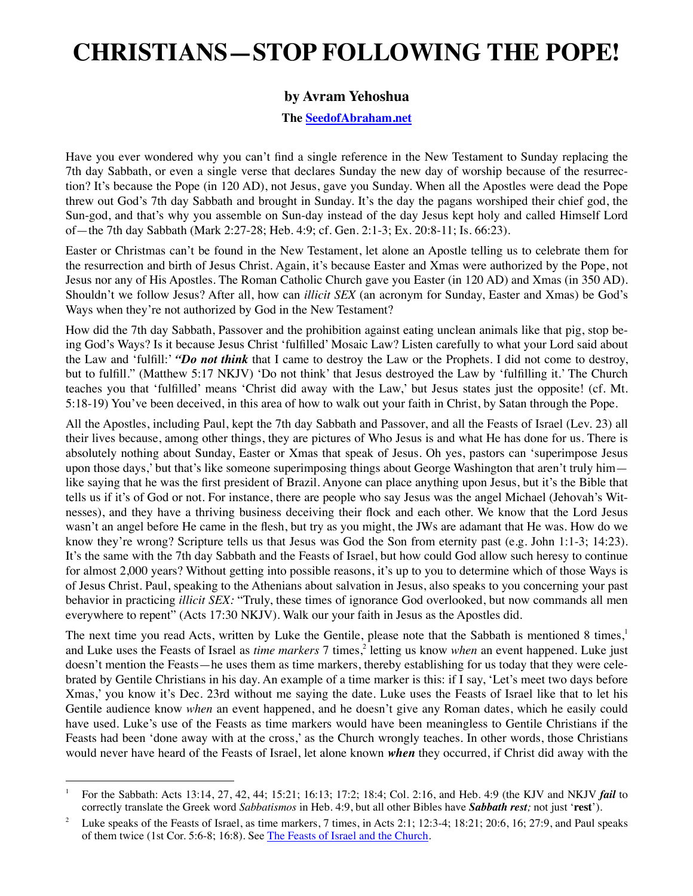# CHRISTIANS—STOP FOLLOWING THE POPE!

### by Avram Yehoshua

**The [SeedofAbraham.net](SeedofAbraham.net)**

Have you ever wondered why you can't find a single reference in the New Testament to Sunday replacing the 7th day Sabbath, or even a single verse that declares Sunday the new day of worship because of the resurrection? It's because the Pope (in 120 AD), not Jesus, gave you Sunday. When all the Apostles were dead the Pope threw out God's 7th day Sabbath and brought in Sunday. It's the day the pagans worshiped their chief god, the Sun-god, and that's why you assemble on Sun-day instead of the day Jesus kept holy and called Himself Lord of—the 7th day Sabbath (Mark 2:27-28; Heb. 4:9; cf. Gen. 2:1-3; Ex. 20:8-11; Is. 66:23).

Easter or Christmas can't be found in the New Testament, let alone an Apostle telling us to celebrate them for the resurrection and birth of Jesus Christ. Again, it's because Easter and Xmas were authorized by the Pope, not Jesus nor any of His Apostles. The Roman Catholic Church gave you Easter (in 120 AD) and Xmas (in 350 AD). Shouldn't we follow Jesus? After all, how can *illicit SEX* (an acronym for Sunday, Easter and Xmas) be God's Ways when they're not authorized by God in the New Testament?

How did the 7th day Sabbath, Passover and the prohibition against eating unclean animals like that pig, stop being God's Ways? Is it because Jesus Christ 'fulfilled' Mosaic Law? Listen carefully to what your Lord said about the Law and 'fulfill:' ***"Do not think*** that I came to destroy the Law or the Prophets. I did not come to destroy, but to fulfill." (Matthew 5:17 NKJV) 'Do not think' that Jesus destroyed the Law by 'fulfilling it.' The Church teaches you that 'fulfilled' means 'Christ did away with the Law,' but Jesus states just the opposite! (cf. Mt. 5:18-19) You've been deceived, in this area of how to walk out your faith in Christ, by Satan through the Pope.

All the Apostles, including Paul, kept the 7th day Sabbath and Passover, and all the Feasts of Israel (Lev. 23) all their lives because, among other things, they are pictures of Who Jesus is and what He has done for us. There is absolutely nothing about Sunday, Easter or Xmas that speak of Jesus. Oh yes, pastors can 'superimpose Jesus upon those days,' but that's like someone superimposing things about George Washington that aren't truly him—like saying that he was the first president of Brazil. Anyone can place anything upon Jesus, but it's the Bible that tells us if it's of God or not. For instance, there are people who say Jesus was the angel Michael (Jehovah's Witnesses), and they have a thriving business deceiving their flock and each other. We know that the Lord Jesus wasn't an angel before He came in the flesh, but try as you might, the JWs are adamant that He was. How do we know they're wrong? Scripture tells us that Jesus was God the Son from eternity past (e.g. John 1:1-3; 14:23). It's the same with the 7th day Sabbath and the Feasts of Israel, but how could God allow such heresy to continue for almost 2,000 years? Without getting into possible reasons, it's up to you to determine which of those Ways is of Jesus Christ. Paul, speaking to the Athenians about salvation in Jesus, also speaks to you concerning your past behavior in practicing *illicit SEX:* "Truly, these times of ignorance God overlooked, but now commands all men everywhere to repent" (Acts 17:30 NKJV). Walk our your faith in Jesus as the Apostles did.

The next time you read Acts, written by Luke the Gentile, please note that the Sabbath is mentioned 8 times,[1] and Luke uses the Feasts of Israel as *time markers* 7 times,[2] letting us know *when* an event happened. Luke just doesn't mention the Feasts—he uses them as time markers, thereby establishing for us today that they were celebrated by Gentile Christians in his day. An example of a time marker is this: if I say, 'Let's meet two days before Xmas,' you know it's Dec. 23rd without me saying the date. Luke uses the Feasts of Israel like that to let his Gentile audience know *when* an event happened, and he doesn't give any Roman dates, which he easily could have used. Luke's use of the Feasts as time markers would have been meaningless to Gentile Christians if the Feasts had been 'done away with at the cross,' as the Church wrongly teaches. In other words, those Christians would never have heard of the Feasts of Israel, let alone known ***when*** they occurred, if Christ did away with the

---

[1] For the Sabbath: Acts 13:14, 27, 42, 44; 15:21; 16:13; 17:2; 18:4; Col. 2:16, and Heb. 4:9 (the KJV and NKJV ***fail*** to correctly translate the Greek word *Sabbatismos* in Heb. 4:9, but all other Bibles have ***Sabbath rest;*** not just '**rest**').

[2] Luke speaks of the Feasts of Israel, as time markers, 7 times, in Acts 2:1; 12:3-4; 18:21; 20:6, 16; 27:9, and Paul speaks of them twice (1st Cor. 5:6-8; 16:8). See [The Feasts of Israel and the Church](The Feasts of Israel and the Church).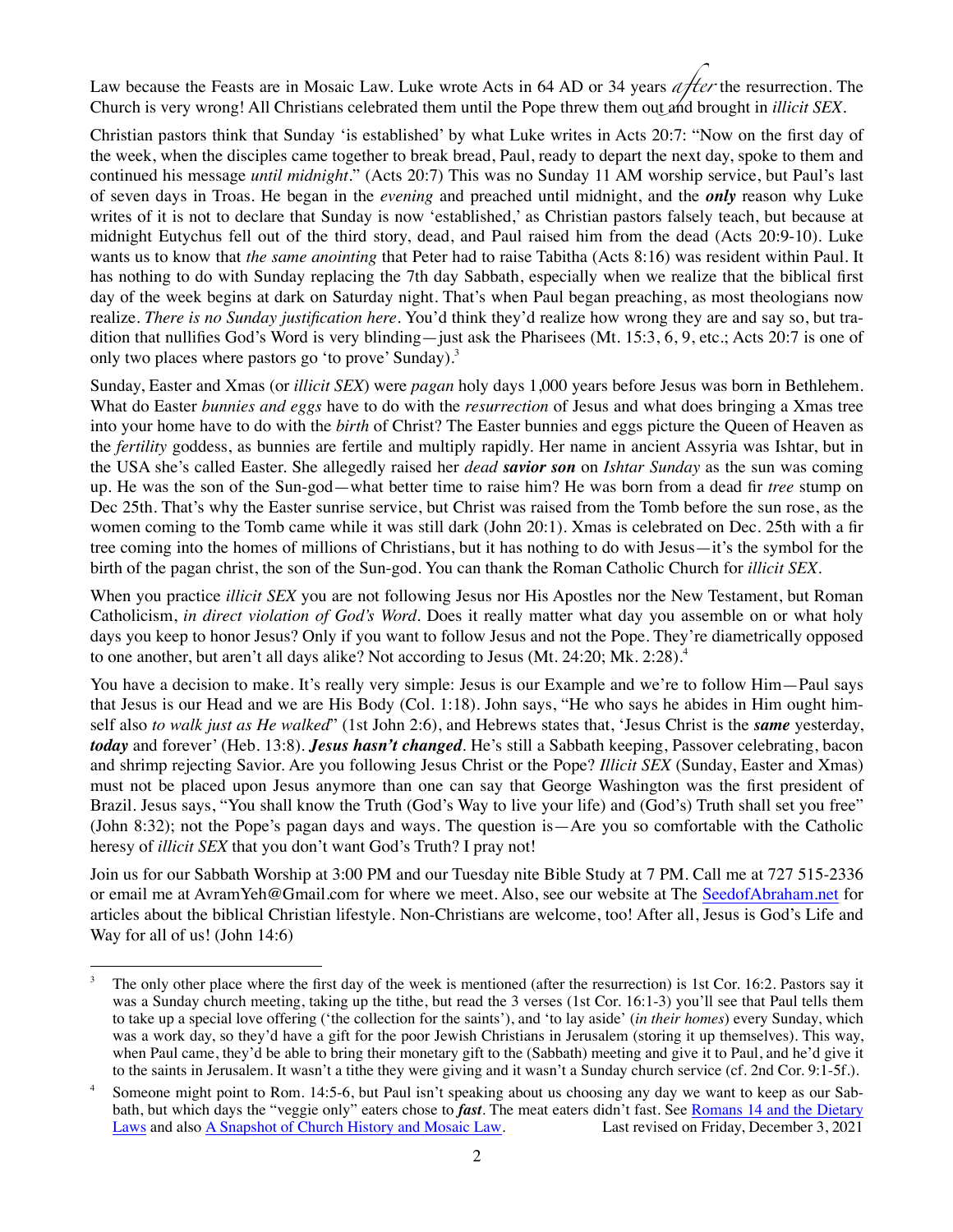Law because the Feasts are in Mosaic Law. Luke wrote Acts in 64 AD or 34 years *after* the resurrection. The Church is very wrong! All Christians celebrated them until the Pope threw them out and brought in *illicit SEX*.

Christian pastors think that Sunday 'is established' by what Luke writes in Acts 20:7: "Now on the first day of the week, when the disciples came together to break bread, Paul, ready to depart the next day, spoke to them and continued his message *until midnight*." (Acts 20:7) This was no Sunday 11 AM worship service, but Paul's last of seven days in Troas. He began in the *evening* and preached until midnight, and the ***only*** reason why Luke writes of it is not to declare that Sunday is now 'established,' as Christian pastors falsely teach, but because at midnight Eutychus fell out of the third story, dead, and Paul raised him from the dead (Acts 20:9-10). Luke wants us to know that *the same anointing* that Peter had to raise Tabitha (Acts 8:16) was resident within Paul. It has nothing to do with Sunday replacing the 7th day Sabbath, especially when we realize that the biblical first day of the week begins at dark on Saturday night. That's when Paul began preaching, as most theologians now realize. *There is no Sunday justification here*. You'd think they'd realize how wrong they are and say so, but tradition that nullifies God's Word is very blinding—just ask the Pharisees (Mt. 15:3, 6, 9, etc.; Acts 20:7 is one of only two places where pastors go 'to prove' Sunday).[3]

Sunday, Easter and Xmas (or *illicit SEX*) were *pagan* holy days 1,000 years before Jesus was born in Bethlehem. What do Easter *bunnies and eggs* have to do with the *resurrection* of Jesus and what does bringing a Xmas tree into your home have to do with the *birth* of Christ? The Easter bunnies and eggs picture the Queen of Heaven as the *fertility* goddess, as bunnies are fertile and multiply rapidly. Her name in ancient Assyria was Ishtar, but in the USA she's called Easter. She allegedly raised her *dead* ***savior son*** on *Ishtar Sunday* as the sun was coming up. He was the son of the Sun-god—what better time to raise him? He was born from a dead fir *tree* stump on Dec 25th. That's why the Easter sunrise service, but Christ was raised from the Tomb before the sun rose, as the women coming to the Tomb came while it was still dark (John 20:1). Xmas is celebrated on Dec. 25th with a fir tree coming into the homes of millions of Christians, but it has nothing to do with Jesus—it's the symbol for the birth of the pagan christ, the son of the Sun-god. You can thank the Roman Catholic Church for *illicit SEX*.

When you practice *illicit SEX* you are not following Jesus nor His Apostles nor the New Testament, but Roman Catholicism, *in direct violation of God's Word*. Does it really matter what day you assemble on or what holy days you keep to honor Jesus? Only if you want to follow Jesus and not the Pope. They're diametrically opposed to one another, but aren't all days alike? Not according to Jesus (Mt. 24:20; Mk. 2:28).[4]

You have a decision to make. It's really very simple: Jesus is our Example and we're to follow Him—Paul says that Jesus is our Head and we are His Body (Col. 1:18). John says, "He who says he abides in Him ought himself also *to walk just as He walked*" (1st John 2:6), and Hebrews states that, 'Jesus Christ is the ***same*** yesterday, ***today*** and forever' (Heb. 13:8). ***Jesus hasn't changed***. He's still a Sabbath keeping, Passover celebrating, bacon and shrimp rejecting Savior. Are you following Jesus Christ or the Pope? *Illicit SEX* (Sunday, Easter and Xmas) must not be placed upon Jesus anymore than one can say that George Washington was the first president of Brazil. Jesus says, "You shall know the Truth (God's Way to live your life) and (God's) Truth shall set you free" (John 8:32); not the Pope's pagan days and ways. The question is—Are you so comfortable with the Catholic heresy of *illicit SEX* that you don't want God's Truth? I pray not!

Join us for our Sabbath Worship at 3:00 PM and our Tuesday nite Bible Study at 7 PM. Call me at 727 515-2336 or email me at AvramYeh@Gmail.com for where we meet. Also, see our website at The SeedofAbraham.net for articles about the biblical Christian lifestyle. Non-Christians are welcome, too! After all, Jesus is God's Life and Way for all of us! (John 14:6)

---

[3] The only other place where the first day of the week is mentioned (after the resurrection) is 1st Cor. 16:2. Pastors say it was a Sunday church meeting, taking up the tithe, but read the 3 verses (1st Cor. 16:1-3) you'll see that Paul tells them to take up a special love offering ('the collection for the saints'), and 'to lay aside' (*in their homes*) every Sunday, which was a work day, so they'd have a gift for the poor Jewish Christians in Jerusalem (storing it up themselves). This way, when Paul came, they'd be able to bring their monetary gift to the (Sabbath) meeting and give it to Paul, and he'd give it to the saints in Jerusalem. It wasn't a tithe they were giving and it wasn't a Sunday church service (cf. 2nd Cor. 9:1-5f.).

[4] Someone might point to Rom. 14:5-6, but Paul isn't speaking about us choosing any day we want to keep as our Sabbath, but which days the "veggie only" eaters chose to ***fast***. The meat eaters didn't fast. See Romans 14 and the Dietary Laws and also A Snapshot of Church History and Mosaic Law.

Last revised on Friday, December 3, 2021